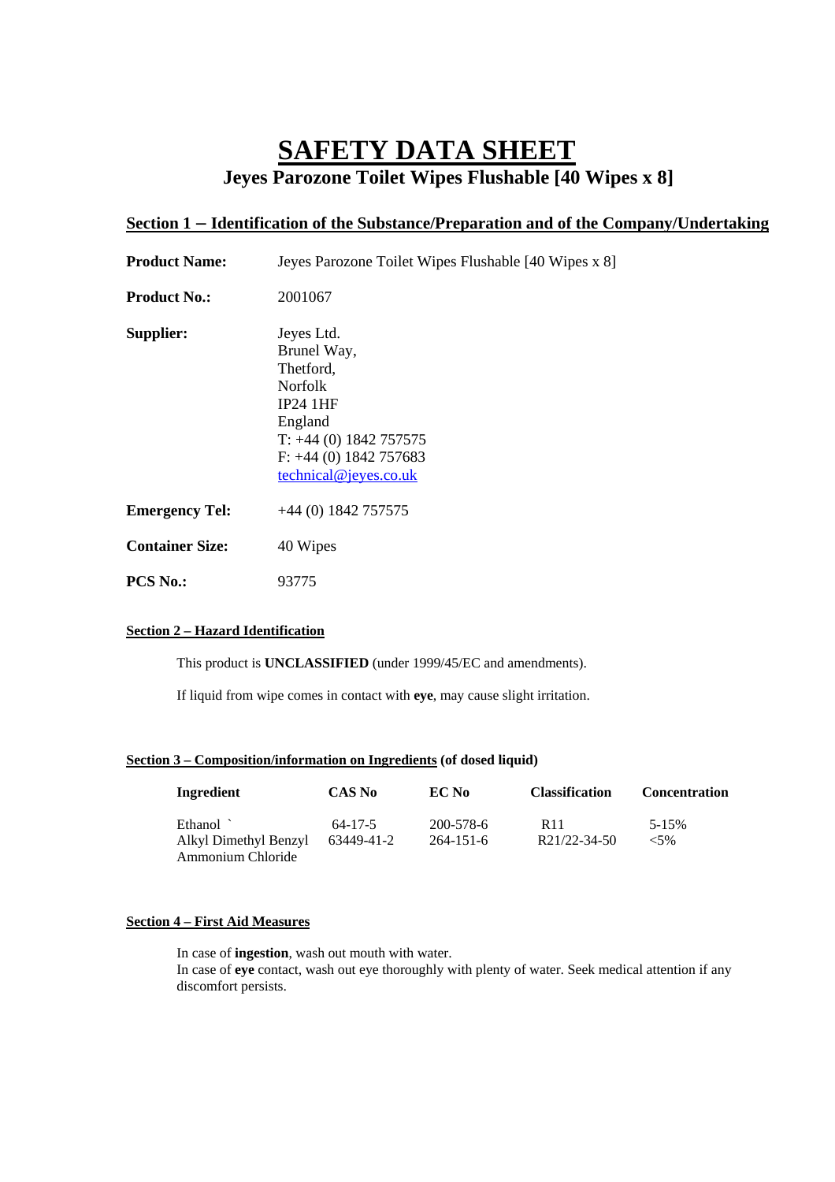# SAFETY DATA SHEET

## Jeyes Parozone Toilet Wipes Flushable [40 Wipes x 8]

### Section 1 – Identification of the Substance/Preparation and of the Company/Undertaking

**Product Name:** Jeyes Parozone Toilet Wipes Flushable [40 Wipes x 8]

**Product No.:** 2001067

**Supplier:**
Jeyes Ltd.
Brunel Way,
Thetford,
Norfolk
IP24 1HF
England
T: +44 (0) 1842 757575
F: +44 (0) 1842 757683
technical@jeyes.co.uk

**Emergency Tel:** +44 (0) 1842 757575

**Container Size:** 40 Wipes

**PCS No.:** 93775

### Section 2 – Hazard Identification

This product is **UNCLASSIFIED** (under 1999/45/EC and amendments).

If liquid from wipe comes in contact with **eye**, may cause slight irritation.

### Section 3 – Composition/information on Ingredients (of dosed liquid)

| Ingredient | CAS No | EC No | Classification | Concentration |
|---|---|---|---|---|
| Ethanol ` | 64-17-5 | 200-578-6 | R11 | 5-15% |
| Alkyl Dimethyl Benzyl Ammonium Chloride | 63449-41-2 | 264-151-6 | R21/22-34-50 | <5% |

### Section 4 – First Aid Measures

In case of **ingestion**, wash out mouth with water.
In case of **eye** contact, wash out eye thoroughly with plenty of water. Seek medical attention if any discomfort persists.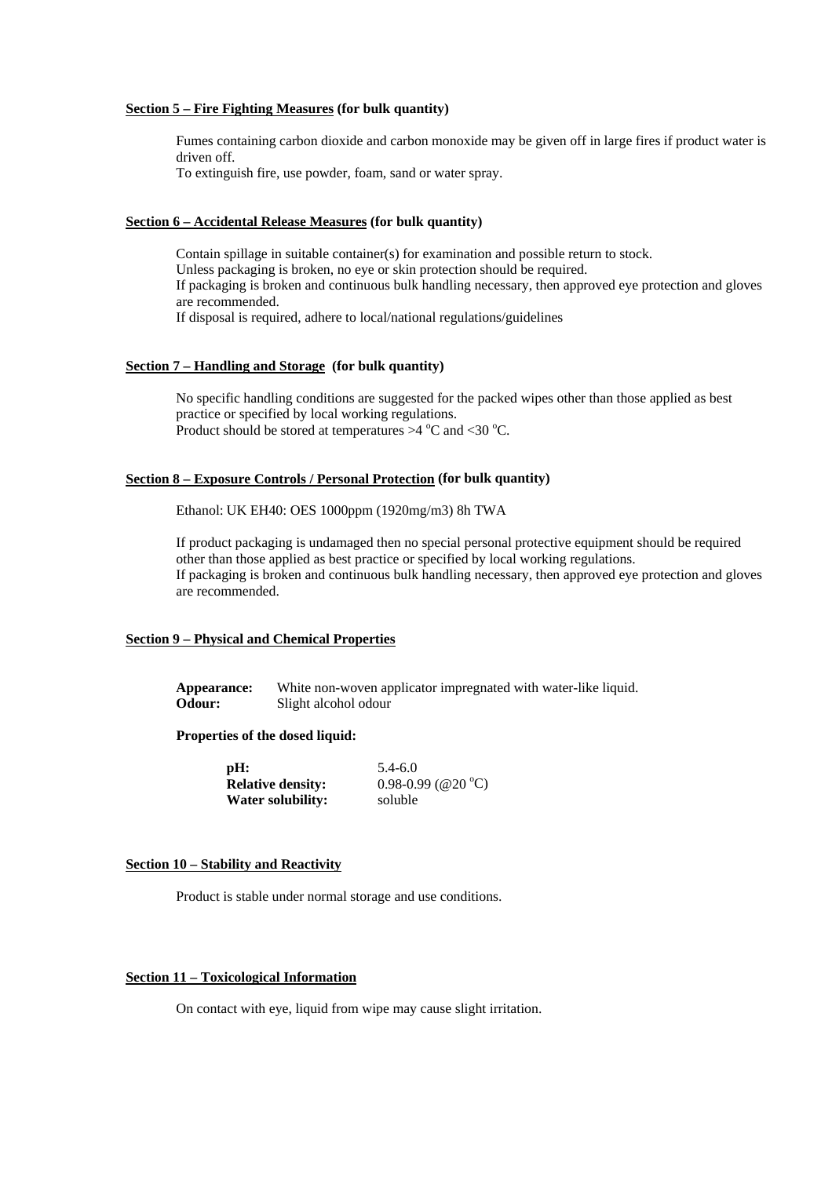**<u>Section 5 – Fire Fighting Measures</u> (for bulk quantity)**

Fumes containing carbon dioxide and carbon monoxide may be given off in large fires if product water is driven off.
To extinguish fire, use powder, foam, sand or water spray.

**<u>Section 6 – Accidental Release Measures</u> (for bulk quantity)**

Contain spillage in suitable container(s) for examination and possible return to stock.
Unless packaging is broken, no eye or skin protection should be required.
If packaging is broken and continuous bulk handling necessary, then approved eye protection and gloves are recommended.
If disposal is required, adhere to local/national regulations/guidelines

**<u>Section 7 – Handling and Storage</u> (for bulk quantity)**

No specific handling conditions are suggested for the packed wipes other than those applied as best practice or specified by local working regulations.
Product should be stored at temperatures >4 $^{o}$C and <30 $^{o}$C.

**<u>Section 8 – Exposure Controls / Personal Protection</u> (for bulk quantity)**

Ethanol: UK EH40: OES 1000ppm (1920mg/m3) 8h TWA

If product packaging is undamaged then no special personal protective equipment should be required other than those applied as best practice or specified by local working regulations.
If packaging is broken and continuous bulk handling necessary, then approved eye protection and gloves are recommended.

**<u>Section 9 – Physical and Chemical Properties</u>**

**Appearance:** White non-woven applicator impregnated with water-like liquid.
**Odour:** Slight alcohol odour

**Properties of the dosed liquid:**

**pH:** 5.4-6.0
**Relative density:** 0.98-0.99 (@20 $^{o}$C)
**Water solubility:** soluble

**<u>Section 10 – Stability and Reactivity</u>**

Product is stable under normal storage and use conditions.

**<u>Section 11 – Toxicological Information</u>**

On contact with eye, liquid from wipe may cause slight irritation.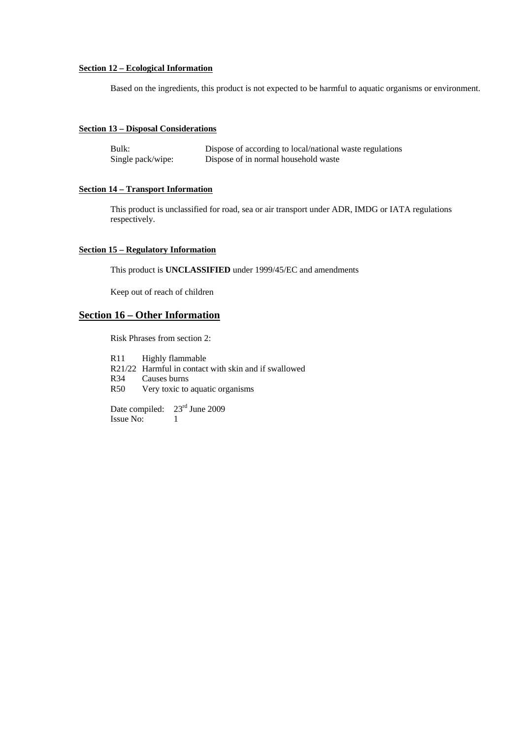**Section 12 – Ecological Information**

Based on the ingredients, this product is not expected to be harmful to aquatic organisms or environment.

**Section 13 – Disposal Considerations**

| | |
|---|---|
| Bulk: | Dispose of according to local/national waste regulations |
| Single pack/wipe: | Dispose of in normal household waste |

**Section 14 – Transport Information**

This product is unclassified for road, sea or air transport under ADR, IMDG or IATA regulations respectively.

**Section 15 – Regulatory Information**

This product is **UNCLASSIFIED** under 1999/45/EC and amendments

Keep out of reach of children

## Section 16 – Other Information

Risk Phrases from section 2:

| | |
|---|---|
| R11 | Highly flammable |
| R21/22 | Harmful in contact with skin and if swallowed |
| R34 | Causes burns |
| R50 | Very toxic to aquatic organisms |

Date compiled: 23rd June 2009
Issue No: 1